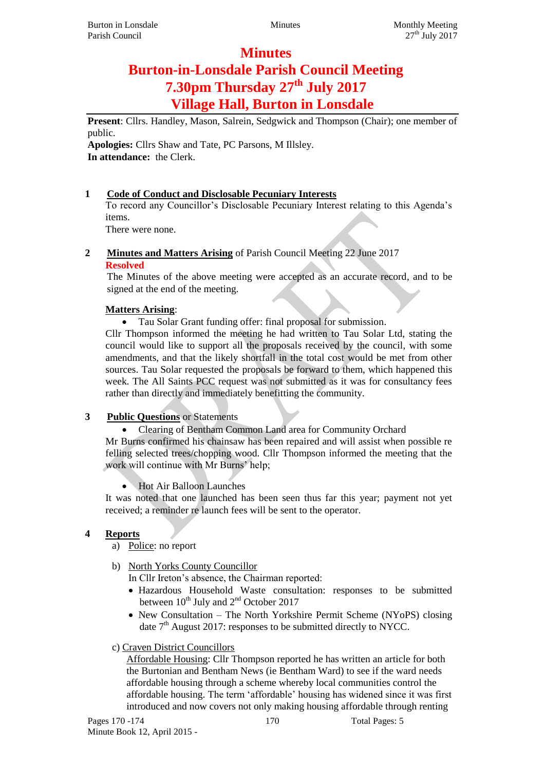# Minutes

# Burton-in-Lonsdale Parish Council Meeting

# 7.30pm Thursday 27th July 2017

# Village Hall, Burton in Lonsdale

**Present**: Cllrs. Handley, Mason, Salrein, Sedgwick and Thompson (Chair); one member of public.

**Apologies:** Cllrs Shaw and Tate, PC Parsons, M Illsley.

**In attendance:** the Clerk.

**1 Code of Conduct and Disclosable Pecuniary Interests**

To record any Councillor's Disclosable Pecuniary Interest relating to this Agenda's items.

There were none.

**2 Minutes and Matters Arising** of Parish Council Meeting 22 June 2017

**Resolved**

The Minutes of the above meeting were accepted as an accurate record, and to be signed at the end of the meeting.

**Matters Arising**:

- Tau Solar Grant funding offer: final proposal for submission.

Cllr Thompson informed the meeting he had written to Tau Solar Ltd, stating the council would like to support all the proposals received by the council, with some amendments, and that the likely shortfall in the total cost would be met from other sources. Tau Solar requested the proposals be forward to them, which happened this week. The All Saints PCC request was not submitted as it was for consultancy fees rather than directly and immediately benefitting the community.

**3 Public Questions** or Statements

- Clearing of Bentham Common Land area for Community Orchard

Mr Burns confirmed his chainsaw has been repaired and will assist when possible re felling selected trees/chopping wood. Cllr Thompson informed the meeting that the work will continue with Mr Burns' help;

- Hot Air Balloon Launches

It was noted that one launched has been seen thus far this year; payment not yet received; a reminder re launch fees will be sent to the operator.

**4 Reports**

a) Police: no report

b) North Yorks County Councillor

In Cllr Ireton's absence, the Chairman reported:

- Hazardous Household Waste consultation: responses to be submitted between 10th July and 2nd October 2017
- New Consultation – The North Yorkshire Permit Scheme (NYoPS) closing date 7th August 2017: responses to be submitted directly to NYCC.

c) Craven District Councillors

Affordable Housing: Cllr Thompson reported he has written an article for both the Burtonian and Bentham News (ie Bentham Ward) to see if the ward needs affordable housing through a scheme whereby local communities control the affordable housing. The term 'affordable' housing has widened since it was first introduced and now covers not only making housing affordable through renting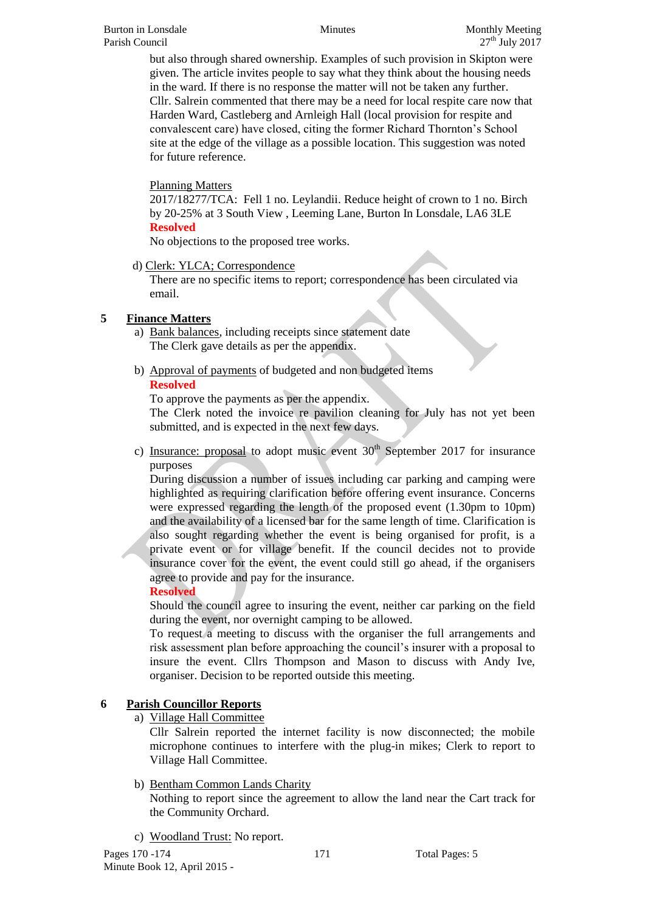but also through shared ownership. Examples of such provision in Skipton were given. The article invites people to say what they think about the housing needs in the ward. If there is no response the matter will not be taken any further. Cllr. Salrein commented that there may be a need for local respite care now that Harden Ward, Castleberg and Arnleigh Hall (local provision for respite and convalescent care) have closed, citing the former Richard Thornton's School site at the edge of the village as a possible location. This suggestion was noted for future reference.

Planning Matters

2017/18277/TCA: Fell 1 no. Leylandii. Reduce height of crown to 1 no. Birch by 20-25% at 3 South View , Leeming Lane, Burton In Lonsdale, LA6 3LE

**Resolved**

No objections to the proposed tree works.

d) Clerk: YLCA; Correspondence

There are no specific items to report; correspondence has been circulated via email.

## 5 Finance Matters

a) Bank balances, including receipts since statement date

The Clerk gave details as per the appendix.

b) Approval of payments of budgeted and non budgeted items

**Resolved**

To approve the payments as per the appendix.

The Clerk noted the invoice re pavilion cleaning for July has not yet been submitted, and is expected in the next few days.

c) Insurance: proposal to adopt music event 30th September 2017 for insurance purposes

During discussion a number of issues including car parking and camping were highlighted as requiring clarification before offering event insurance. Concerns were expressed regarding the length of the proposed event (1.30pm to 10pm) and the availability of a licensed bar for the same length of time. Clarification is also sought regarding whether the event is being organised for profit, is a private event or for village benefit. If the council decides not to provide insurance cover for the event, the event could still go ahead, if the organisers agree to provide and pay for the insurance.

**Resolved**

Should the council agree to insuring the event, neither car parking on the field during the event, nor overnight camping to be allowed.

To request a meeting to discuss with the organiser the full arrangements and risk assessment plan before approaching the council's insurer with a proposal to insure the event. Cllrs Thompson and Mason to discuss with Andy Ive, organiser. Decision to be reported outside this meeting.

## 6 Parish Councillor Reports

a) Village Hall Committee

Cllr Salrein reported the internet facility is now disconnected; the mobile microphone continues to interfere with the plug-in mikes; Clerk to report to Village Hall Committee.

b) Bentham Common Lands Charity

Nothing to report since the agreement to allow the land near the Cart track for the Community Orchard.

c) Woodland Trust: No report.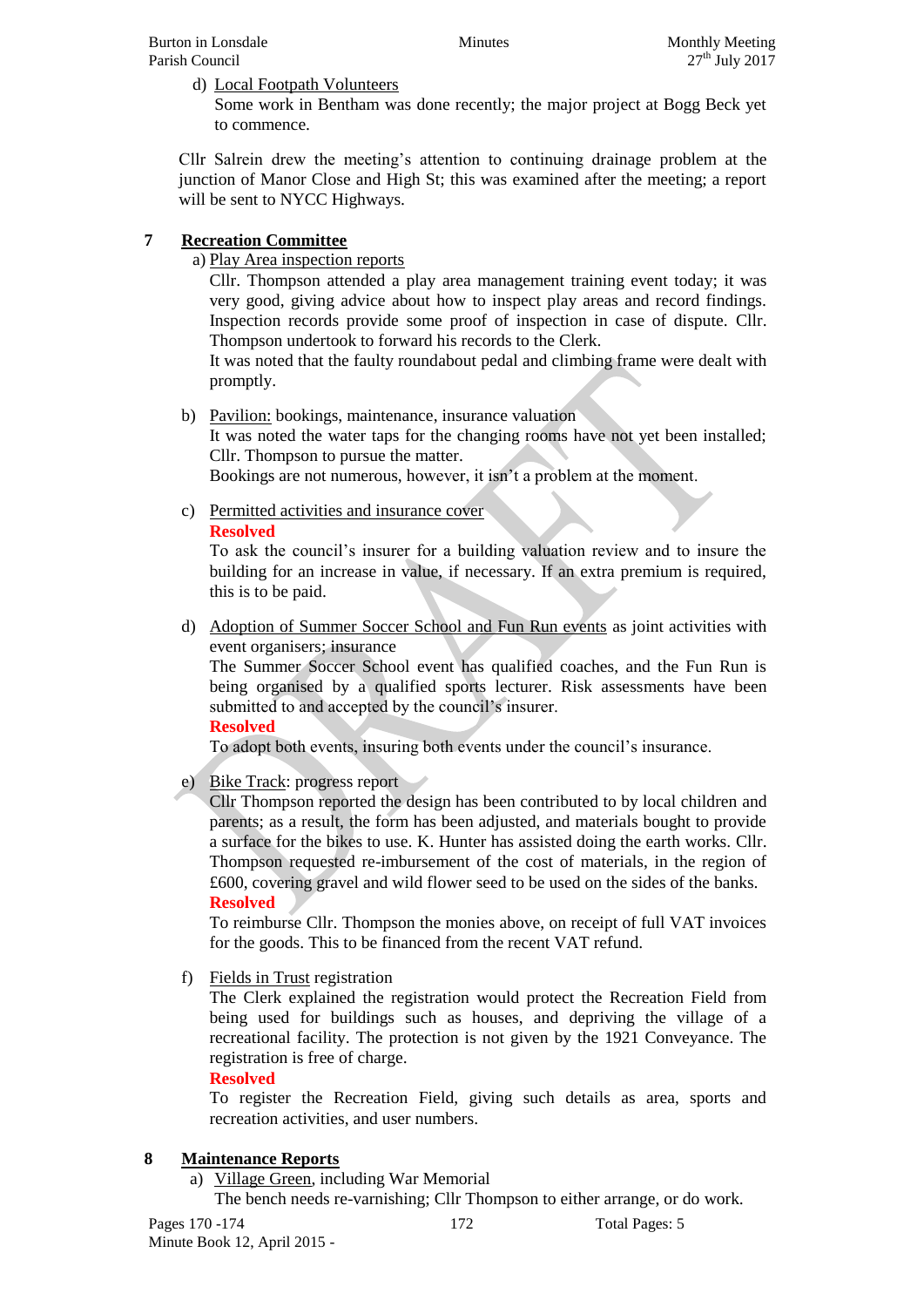d) Local Footpath Volunteers

Some work in Bentham was done recently; the major project at Bogg Beck yet to commence.

Cllr Salrein drew the meeting's attention to continuing drainage problem at the junction of Manor Close and High St; this was examined after the meeting; a report will be sent to NYCC Highways.

## 7 Recreation Committee

a) Play Area inspection reports

Cllr. Thompson attended a play area management training event today; it was very good, giving advice about how to inspect play areas and record findings. Inspection records provide some proof of inspection in case of dispute. Cllr. Thompson undertook to forward his records to the Clerk.
It was noted that the faulty roundabout pedal and climbing frame were dealt with promptly.

b) Pavilion: bookings, maintenance, insurance valuation

It was noted the water taps for the changing rooms have not yet been installed; Cllr. Thompson to pursue the matter.
Bookings are not numerous, however, it isn't a problem at the moment.

c) Permitted activities and insurance cover

**Resolved**

To ask the council's insurer for a building valuation review and to insure the building for an increase in value, if necessary. If an extra premium is required, this is to be paid.

d) Adoption of Summer Soccer School and Fun Run events as joint activities with event organisers; insurance

The Summer Soccer School event has qualified coaches, and the Fun Run is being organised by a qualified sports lecturer. Risk assessments have been submitted to and accepted by the council's insurer.

**Resolved**

To adopt both events, insuring both events under the council's insurance.

e) Bike Track: progress report

Cllr Thompson reported the design has been contributed to by local children and parents; as a result, the form has been adjusted, and materials bought to provide a surface for the bikes to use. K. Hunter has assisted doing the earth works. Cllr. Thompson requested re-imbursement of the cost of materials, in the region of £600, covering gravel and wild flower seed to be used on the sides of the banks.

**Resolved**

To reimburse Cllr. Thompson the monies above, on receipt of full VAT invoices for the goods. This to be financed from the recent VAT refund.

f) Fields in Trust registration

The Clerk explained the registration would protect the Recreation Field from being used for buildings such as houses, and depriving the village of a recreational facility. The protection is not given by the 1921 Conveyance. The registration is free of charge.

**Resolved**

To register the Recreation Field, giving such details as area, sports and recreation activities, and user numbers.

## 8 Maintenance Reports

a) Village Green, including War Memorial

The bench needs re-varnishing; Cllr Thompson to either arrange, or do work.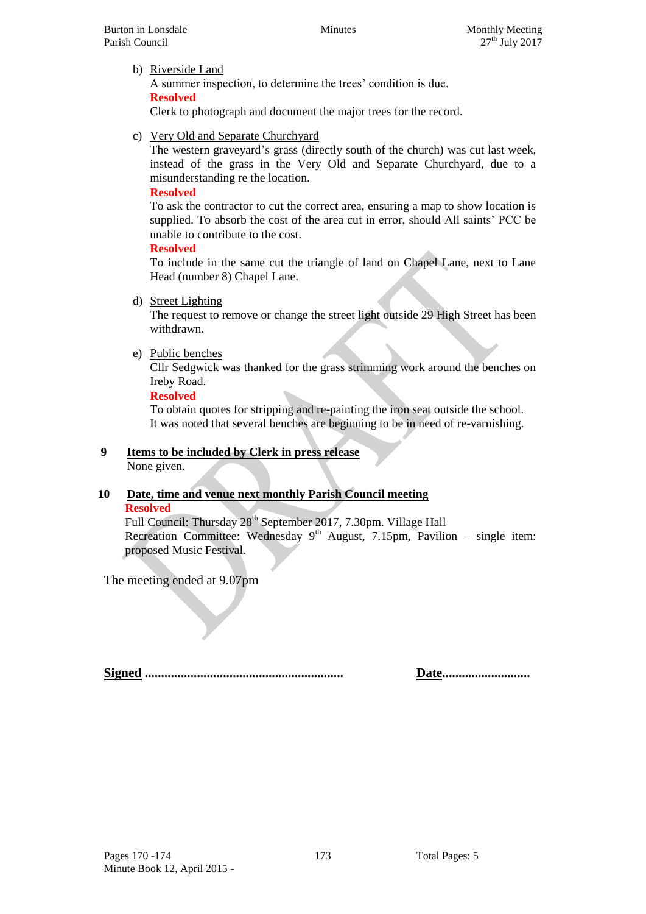b) Riverside Land
   A summer inspection, to determine the trees' condition is due.
   **Resolved**
   Clerk to photograph and document the major trees for the record.

c) Very Old and Separate Churchyard
   The western graveyard's grass (directly south of the church) was cut last week, instead of the grass in the Very Old and Separate Churchyard, due to a misunderstanding re the location.
   **Resolved**
   To ask the contractor to cut the correct area, ensuring a map to show location is supplied. To absorb the cost of the area cut in error, should All saints' PCC be unable to contribute to the cost.
   **Resolved**
   To include in the same cut the triangle of land on Chapel Lane, next to Lane Head (number 8) Chapel Lane.

d) Street Lighting
   The request to remove or change the street light outside 29 High Street has been withdrawn.

e) Public benches
   Cllr Sedgwick was thanked for the grass strimming work around the benches on Ireby Road.
   **Resolved**
   To obtain quotes for stripping and re-painting the iron seat outside the school.
   It was noted that several benches are beginning to be in need of re-varnishing.

**9 Items to be included by Clerk in press release**

None given.

**10 Date, time and venue next monthly Parish Council meeting**

**Resolved**
Full Council: Thursday 28th September 2017, 7.30pm. Village Hall
Recreation Committee: Wednesday 9th August, 7.15pm, Pavilion – single item: proposed Music Festival.

The meeting ended at 9.07pm

**Signed** ............................................................ **Date**..........................

Minute Book 12, April 2015 -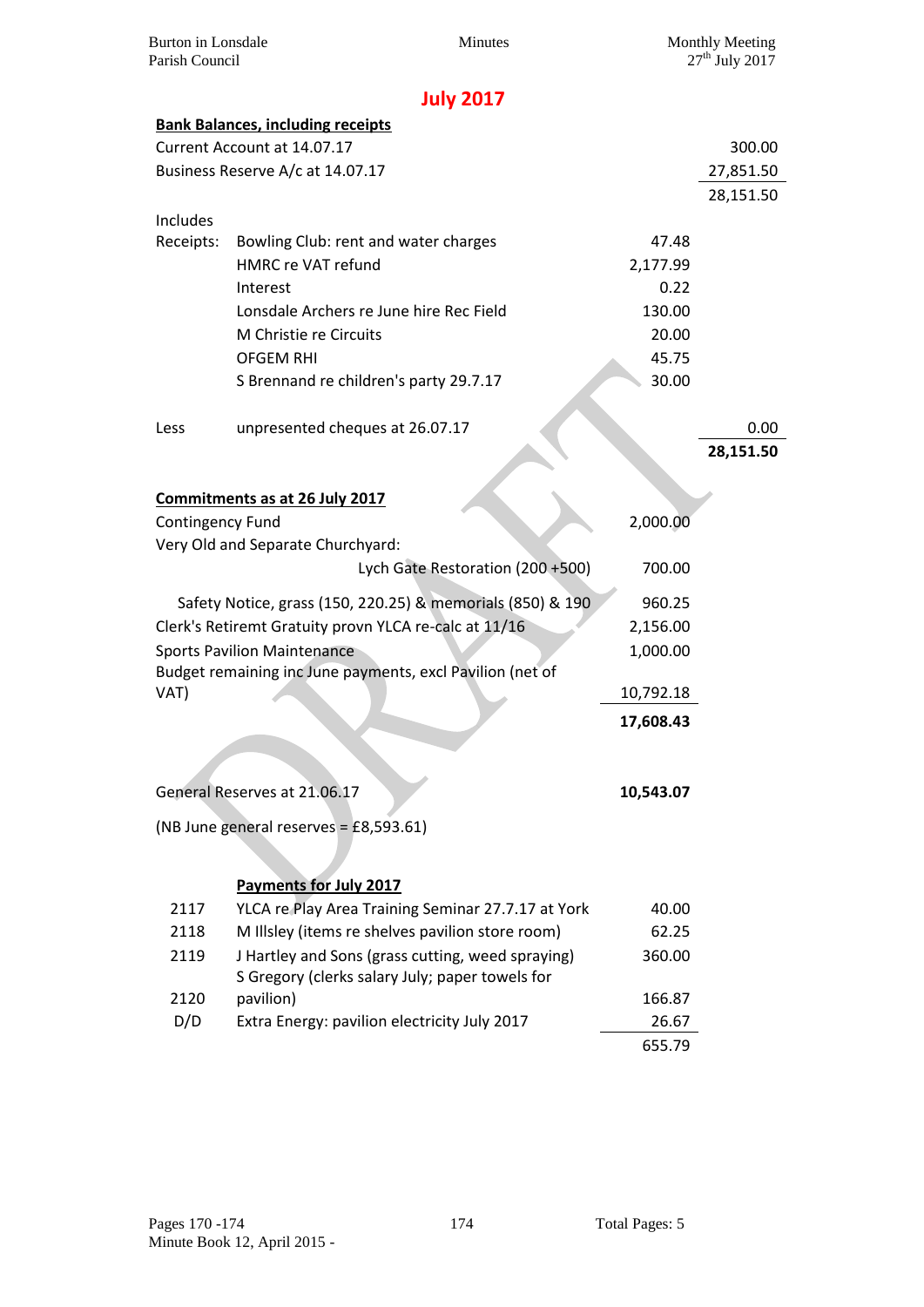## July 2017

**Bank Balances, including receipts**

| | | | |
|---|---|---|---|
| Current Account at 14.07.17 | | | 300.00 |
| Business Reserve A/c at 14.07.17 | | | 27,851.50 |
| | | | 28,151.50 |
| Includes | | | |
| Receipts: | Bowling Club: rent and water charges | 47.48 | |
| | HMRC re VAT refund | 2,177.99 | |
| | Interest | 0.22 | |
| | Lonsdale Archers re June hire Rec Field | 130.00 | |
| | M Christie re Circuits | 20.00 | |
| | OFGEM RHI | 45.75 | |
| | S Brennand re children's party 29.7.17 | 30.00 | |
| Less | unpresented cheques at 26.07.17 | | 0.00 |
| | | | **28,151.50** |

**Commitments as at 26 July 2017**

| | |
|---|---|
| Contingency Fund | 2,000.00 |
| Very Old and Separate Churchyard: | |
| Lych Gate Restoration (200 +500) | 700.00 |
| Safety Notice, grass (150, 220.25) & memorials (850) & 190 | 960.25 |
| Clerk's Retiremt Gratuity provn YLCA re-calc at 11/16 | 2,156.00 |
| Sports Pavilion Maintenance | 1,000.00 |
| Budget remaining inc June payments, excl Pavilion (net of VAT) | 10,792.18 |
| | **17,608.43** |

| | |
|---|---|
| General Reserves at 21.06.17 | **10,543.07** |

(NB June general reserves = £8,593.61)

**Payments for July 2017**

| | | |
|---|---|---|
| 2117 | YLCA re Play Area Training Seminar 27.7.17 at York | 40.00 |
| 2118 | M Illsley (items re shelves pavilion store room) | 62.25 |
| 2119 | J Hartley and Sons (grass cutting, weed spraying) | 360.00 |
| 2120 | S Gregory (clerks salary July; paper towels for pavilion) | 166.87 |
| D/D | Extra Energy: pavilion electricity July 2017 | 26.67 |
| | | 655.79 |